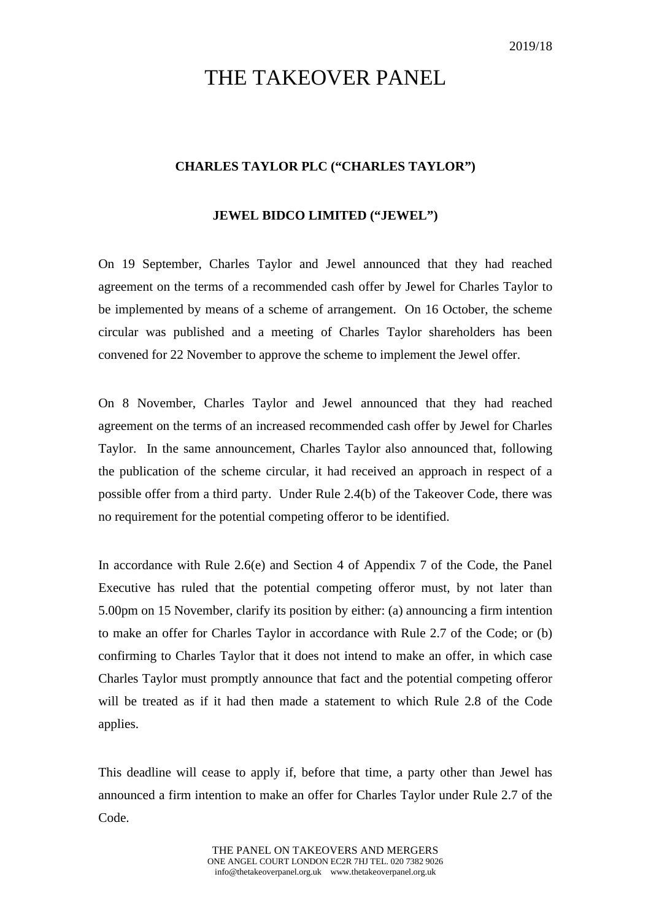2019/18

# THE TAKEOVER PANEL

**CHARLES TAYLOR PLC ("CHARLES TAYLOR")**

**JEWEL BIDCO LIMITED ("JEWEL")**

On 19 September, Charles Taylor and Jewel announced that they had reached agreement on the terms of a recommended cash offer by Jewel for Charles Taylor to be implemented by means of a scheme of arrangement. On 16 October, the scheme circular was published and a meeting of Charles Taylor shareholders has been convened for 22 November to approve the scheme to implement the Jewel offer.

On 8 November, Charles Taylor and Jewel announced that they had reached agreement on the terms of an increased recommended cash offer by Jewel for Charles Taylor. In the same announcement, Charles Taylor also announced that, following the publication of the scheme circular, it had received an approach in respect of a possible offer from a third party. Under Rule 2.4(b) of the Takeover Code, there was no requirement for the potential competing offeror to be identified.

In accordance with Rule 2.6(e) and Section 4 of Appendix 7 of the Code, the Panel Executive has ruled that the potential competing offeror must, by not later than 5.00pm on 15 November, clarify its position by either: (a) announcing a firm intention to make an offer for Charles Taylor in accordance with Rule 2.7 of the Code; or (b) confirming to Charles Taylor that it does not intend to make an offer, in which case Charles Taylor must promptly announce that fact and the potential competing offeror will be treated as if it had then made a statement to which Rule 2.8 of the Code applies.

This deadline will cease to apply if, before that time, a party other than Jewel has announced a firm intention to make an offer for Charles Taylor under Rule 2.7 of the Code.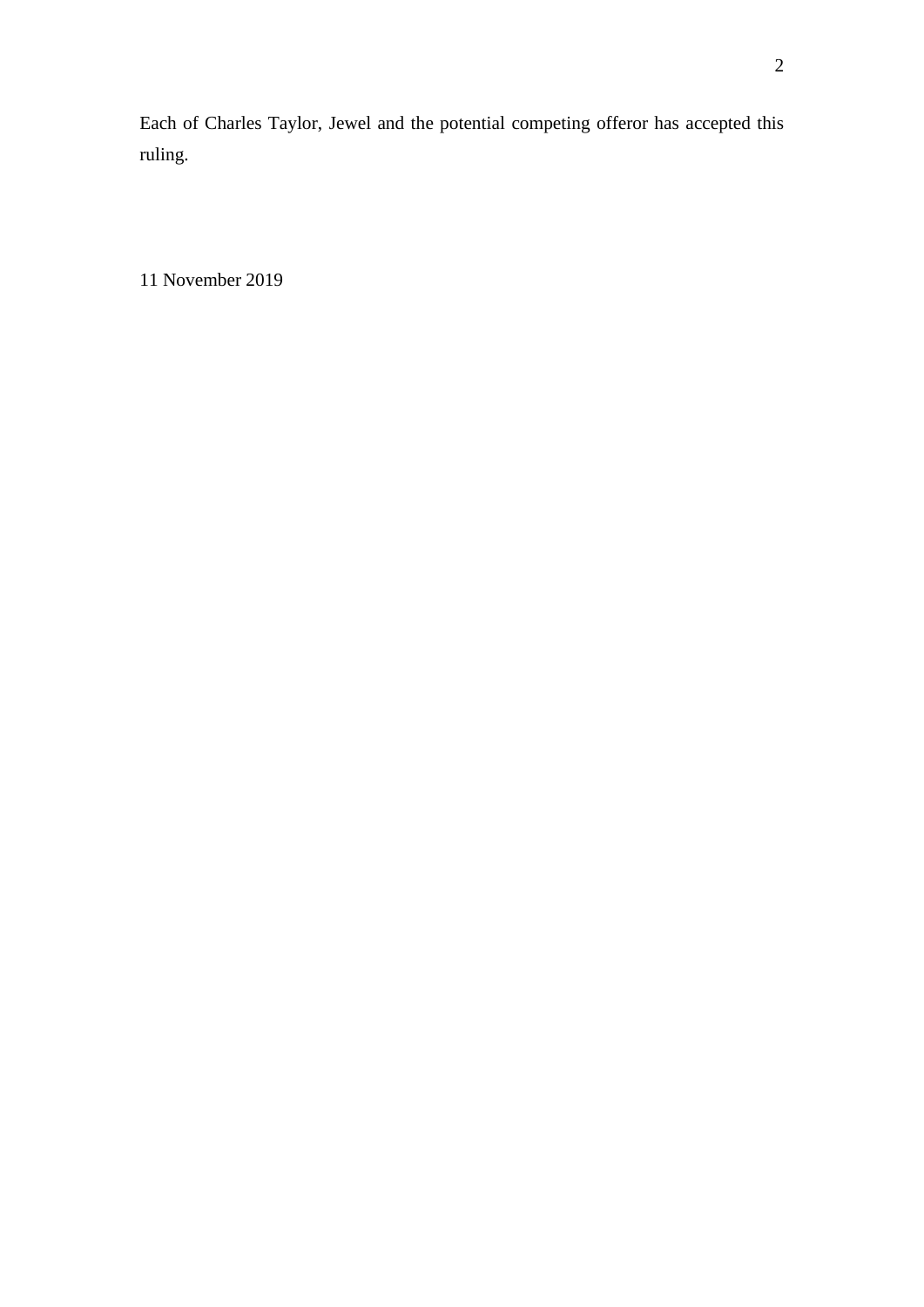Each of Charles Taylor, Jewel and the potential competing offeror has accepted this ruling.

11 November 2019